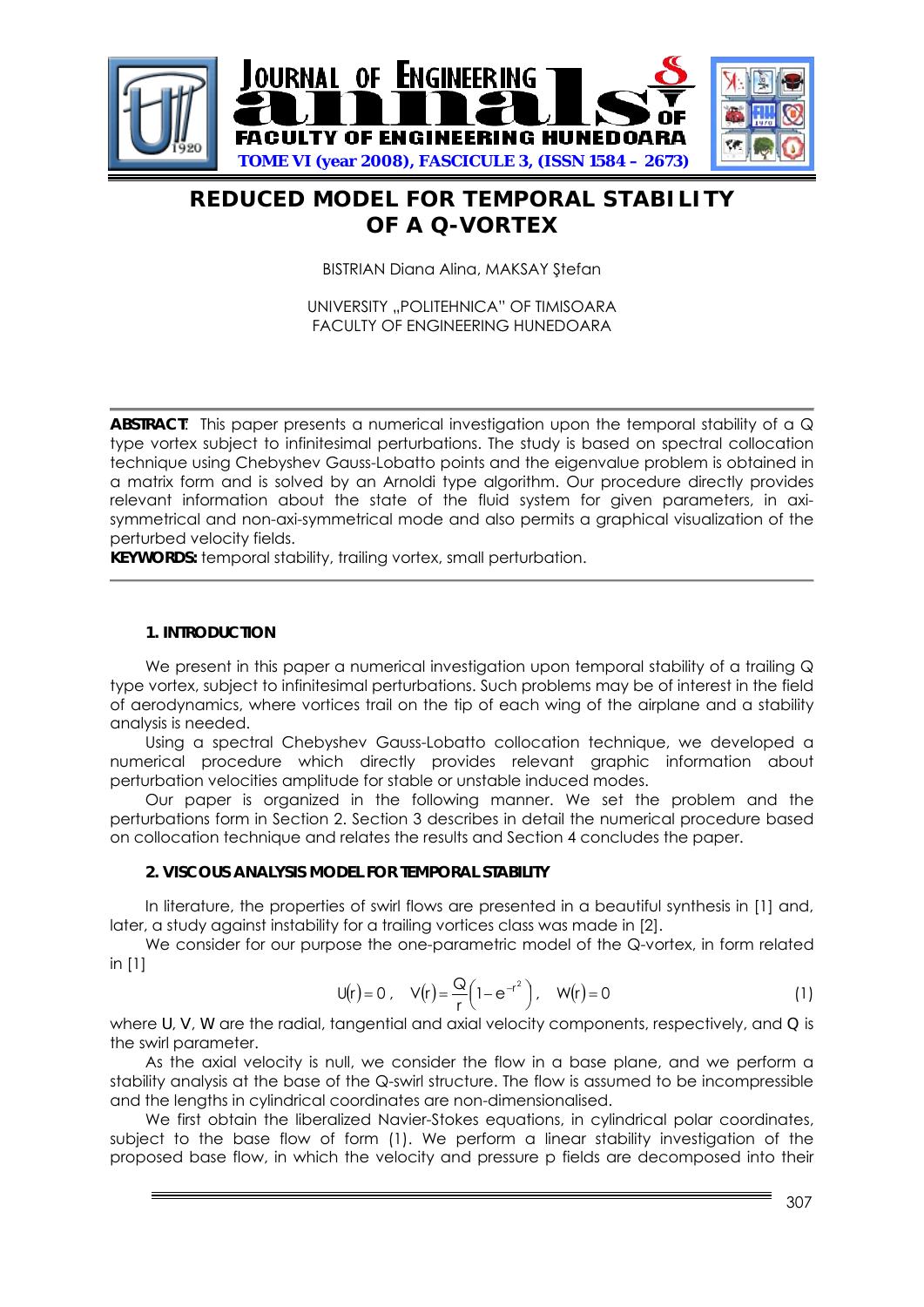# REDUCED MODEL FOR TEMPORAL STABILITY OF A Q-VORTEX

BISTRIAN Diana Alina, MAKSAY Ştefan

UNIVERSITY „POLITEHNICA" OF TIMISOARA
FACULTY OF ENGINEERING HUNEDOARA

**ABSTRACT**: This paper presents a numerical investigation upon the temporal stability of a Q type vortex subject to infinitesimal perturbations. The study is based on spectral collocation technique using Chebyshev Gauss-Lobatto points and the eigenvalue problem is obtained in a matrix form and is solved by an Arnoldi type algorithm. Our procedure directly provides relevant information about the state of the fluid system for given parameters, in axi-symmetrical and non-axi-symmetrical mode and also permits a graphical visualization of the perturbed velocity fields.

**KEYWORDS:** temporal stability, trailing vortex, small perturbation.

## 1. INTRODUCTION

We present in this paper a numerical investigation upon temporal stability of a trailing Q type vortex, subject to infinitesimal perturbations. Such problems may be of interest in the field of aerodynamics, where vortices trail on the tip of each wing of the airplane and a stability analysis is needed.

Using a spectral Chebyshev Gauss-Lobatto collocation technique, we developed a numerical procedure which directly provides relevant graphic information about perturbation velocities amplitude for stable or unstable induced modes.

Our paper is organized in the following manner. We set the problem and the perturbations form in Section 2. Section 3 describes in detail the numerical procedure based on collocation technique and relates the results and Section 4 concludes the paper.

## 2. VISCOUS ANALYSIS MODEL FOR TEMPORAL STABILITY

In literature, the properties of swirl flows are presented in a beautiful synthesis in [1] and, later, a study against instability for a trailing vortices class was made in [2].

We consider for our purpose the one-parametric model of the Q-vortex, in form related in [1]

$$U(r)=0\,,\quad V(r)=\frac{Q}{r}\left(1-e^{-r^2}\right),\quad W(r)=0 \tag{1}$$

where U, V, W are the radial, tangential and axial velocity components, respectively, and Q is the swirl parameter.

As the axial velocity is null, we consider the flow in a base plane, and we perform a stability analysis at the base of the Q-swirl structure. The flow is assumed to be incompressible and the lengths in cylindrical coordinates are non-dimensionalised.

We first obtain the liberalized Navier-Stokes equations, in cylindrical polar coordinates, subject to the base flow of form (1). We perform a linear stability investigation of the proposed base flow, in which the velocity and pressure p fields are decomposed into their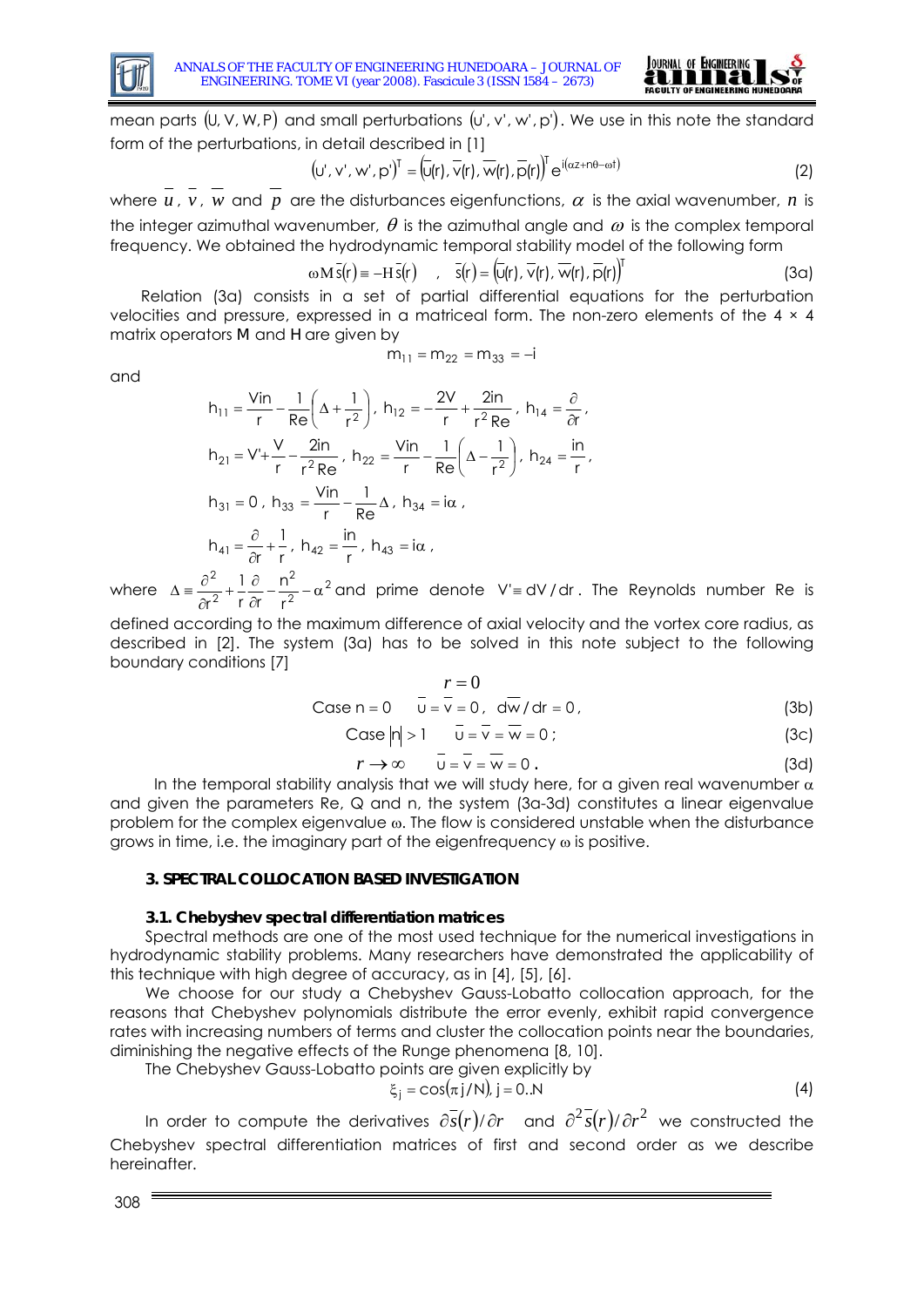mean parts $(U, V, W, P)$ and small perturbations $(u', v', w', p')$. We use in this note the standard form of the perturbations, in detail described in [1]

$$(u', v', w', p')^T = \left(\overline{u}(r), \overline{v}(r), \overline{w}(r), \overline{p}(r)\right)^T e^{i(\alpha z + n\theta - \omega t)} \tag{2}$$

where $\overline{u}$, $\overline{v}$, $\overline{w}$ and $\overline{p}$ are the disturbances eigenfunctions, $\alpha$ is the axial wavenumber, $n$ is the integer azimuthal wavenumber, $\theta$ is the azimuthal angle and $\omega$ is the complex temporal frequency. We obtained the hydrodynamic temporal stability model of the following form

$$\omega M \overline{s}(r) \equiv -H \overline{s}(r) \quad , \quad \overline{s}(r) = \left(\overline{u}(r), \overline{v}(r), \overline{w}(r), \overline{p}(r)\right)^T \tag{3a}$$

Relation (3a) consists in a set of partial differential equations for the perturbation velocities and pressure, expressed in a matriceal form. The non-zero elements of the 4 × 4 matrix operators M and H are given by

$$m_{11} = m_{22} = m_{33} = -i$$

and

$$h_{11} = \frac{Vin}{r} - \frac{1}{Re}\left(\Delta + \frac{1}{r^2}\right), \; h_{12} = -\frac{2V}{r} + \frac{2in}{r^2 Re}, \; h_{14} = \frac{\partial}{\partial r},$$

$$h_{21} = V' + \frac{V}{r} - \frac{2in}{r^2 Re}, \; h_{22} = \frac{Vin}{r} - \frac{1}{Re}\left(\Delta - \frac{1}{r^2}\right), \; h_{24} = \frac{in}{r},$$

$$h_{31} = 0, \; h_{33} = \frac{Vin}{r} - \frac{1}{Re}\Delta, \; h_{34} = i\alpha,$$

$$h_{41} = \frac{\partial}{\partial r} + \frac{1}{r}, \; h_{42} = \frac{in}{r}, \; h_{43} = i\alpha,$$

where $\Delta \equiv \frac{\partial^2}{\partial r^2} + \frac{1}{r}\frac{\partial}{\partial r} - \frac{n^2}{r^2} - \alpha^2$ and prime denote $V' \equiv dV/dr$. The Reynolds number Re is defined according to the maximum difference of axial velocity and the vortex core radius, as described in [2]. The system (3a) has to be solved in this note subject to the following boundary conditions [7]

$$r = 0$$

$$\text{Case } n = 0 \quad \overline{u} = \overline{v} = 0, \; d\overline{w}/dr = 0, \tag{3b}$$

$$\text{Case } |n| > 1 \quad \overline{u} = \overline{v} = \overline{w} = 0; \tag{3c}$$

$$r \to \infty \quad \overline{u} = \overline{v} = \overline{w} = 0. \tag{3d}$$

In the temporal stability analysis that we will study here, for a given real wavenumber $\alpha$ and given the parameters Re, Q and n, the system (3a-3d) constitutes a linear eigenvalue problem for the complex eigenvalue $\omega$. The flow is considered unstable when the disturbance grows in time, i.e. the imaginary part of the eigenfrequency $\omega$ is positive.

## 3. SPECTRAL COLLOCATION BASED INVESTIGATION

### 3.1. Chebyshev spectral differentiation matrices

Spectral methods are one of the most used technique for the numerical investigations in hydrodynamic stability problems. Many researchers have demonstrated the applicability of this technique with high degree of accuracy, as in [4], [5], [6].

We choose for our study a Chebyshev Gauss-Lobatto collocation approach, for the reasons that Chebyshev polynomials distribute the error evenly, exhibit rapid convergence rates with increasing numbers of terms and cluster the collocation points near the boundaries, diminishing the negative effects of the Runge phenomena [8, 10].

The Chebyshev Gauss-Lobatto points are given explicitly by

$$\xi_j = \cos(\pi j / N), \; j = 0..N \tag{4}$$

In order to compute the derivatives $\partial \overline{s}(r)/\partial r$ and $\partial^2 \overline{s}(r)/\partial r^2$ we constructed the Chebyshev spectral differentiation matrices of first and second order as we describe hereinafter.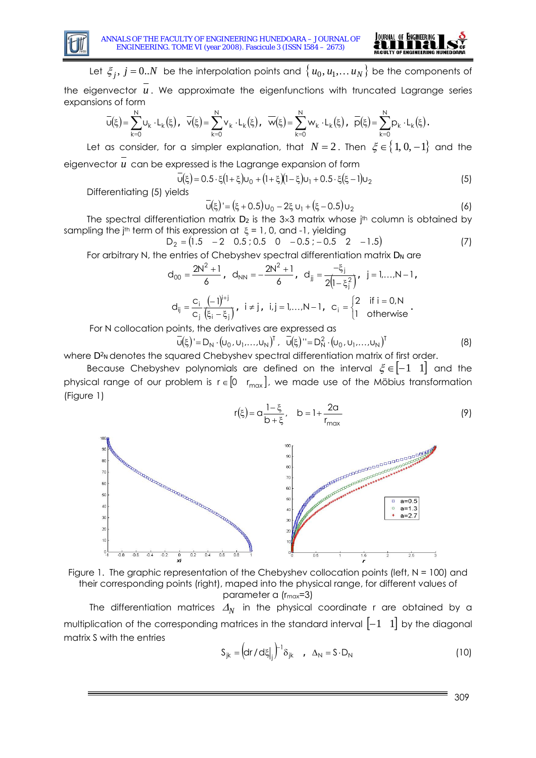Let $\xi_j,\ j = 0..N$ be the interpolation points and $\{u_0, u_1, \ldots u_N\}$ be the components of the eigenvector $\bar{u}$. We approximate the eigenfunctions with truncated Lagrange series expansions of form

$$\bar{u}(\xi) = \sum_{k=0}^{N} u_k \cdot L_k(\xi),\ \ \bar{v}(\xi) = \sum_{k=0}^{N} v_k \cdot L_k(\xi),\ \ \bar{w}(\xi) = \sum_{k=0}^{N} w_k \cdot L_k(\xi),\ \ \bar{p}(\xi) = \sum_{k=0}^{N} p_k \cdot L_k(\xi).$$

Let as consider, for a simpler explanation, that $N = 2$. Then $\xi \in \{1, 0, -1\}$ and the eigenvector $\bar{u}$ can be expressed is the Lagrange expansion of form

$$\bar{u}(\xi) = 0.5 \cdot \xi(1+\xi)u_0 + (1+\xi)(1-\xi)u_1 + 0.5 \cdot \xi(\xi - 1)u_2 \tag{5}$$

Differentiating (5) yields

$$\bar{u}(\xi)' = (\xi + 0.5)u_0 - 2\xi\, u_1 + (\xi - 0.5)u_2 \tag{6}$$

The spectral differentiation matrix $D_2$ is the 3×3 matrix whose j[th] column is obtained by sampling the j[th] term of this expression at $\xi$ = 1, 0, and -1, yielding

$$D_2 = (1.5 \quad -2 \quad 0.5\,; 0.5 \quad 0 \quad -0.5\,; -0.5 \quad 2 \quad -1.5) \tag{7}$$

For arbitrary N, the entries of Chebyshev spectral differentiation matrix $D_N$ are

$$d_{00} = \frac{2N^2+1}{6},\ \ d_{NN} = -\frac{2N^2+1}{6},\ \ d_{jj} = \frac{-\xi_j}{2\left(1-\xi_j^2\right)},\ \ j = 1,\ldots,N-1,$$

$$d_{ij} = \frac{c_i}{c_j}\frac{(-1)^{i+j}}{(\xi_i - \xi_j)},\ \ i \neq j,\ \ i,j = 1,\ldots,N-1,\ \ c_i = \begin{cases} 2 & \text{if } i = 0,N \\ 1 & \text{otherwise} \end{cases}.$$

For N collocation points, the derivatives are expressed as

$$\bar{u}(\xi)' = D_N \cdot (u_0, u_1, \ldots, u_N)^T,\ \ \bar{u}(\xi)'' = D_N^2 \cdot (u_0, u_1, \ldots, u_N)^T \tag{8}$$

where $D^2_N$ denotes the squared Chebyshev spectral differentiation matrix of first order.

Because Chebyshev polynomials are defined on the interval $\xi \in [-1 \quad 1]$ and the physical range of our problem is $r \in [0 \quad r_{max}]$, we made use of the Möbius transformation (Figure 1)

$$r(\xi) = a\frac{1-\xi}{b+\xi},\quad b = 1 + \frac{2a}{r_{max}} \tag{9}$$

Figure 1. The graphic representation of the Chebyshev collocation points (left, N = 100) and their corresponding points (right), maped into the physical range, for different values of parameter a ($r_{max}$=3)

The differentiation matrices $\Delta_N$ in the physical coordinate r are obtained by a multiplication of the corresponding matrices in the standard interval $[-1 \quad 1]$ by the diagonal matrix S with the entries

$$S_{jk} = \left(dr/d\xi|_j\right)^{-1}\delta_{jk} \quad,\quad \Delta_N = S \cdot D_N \tag{10}$$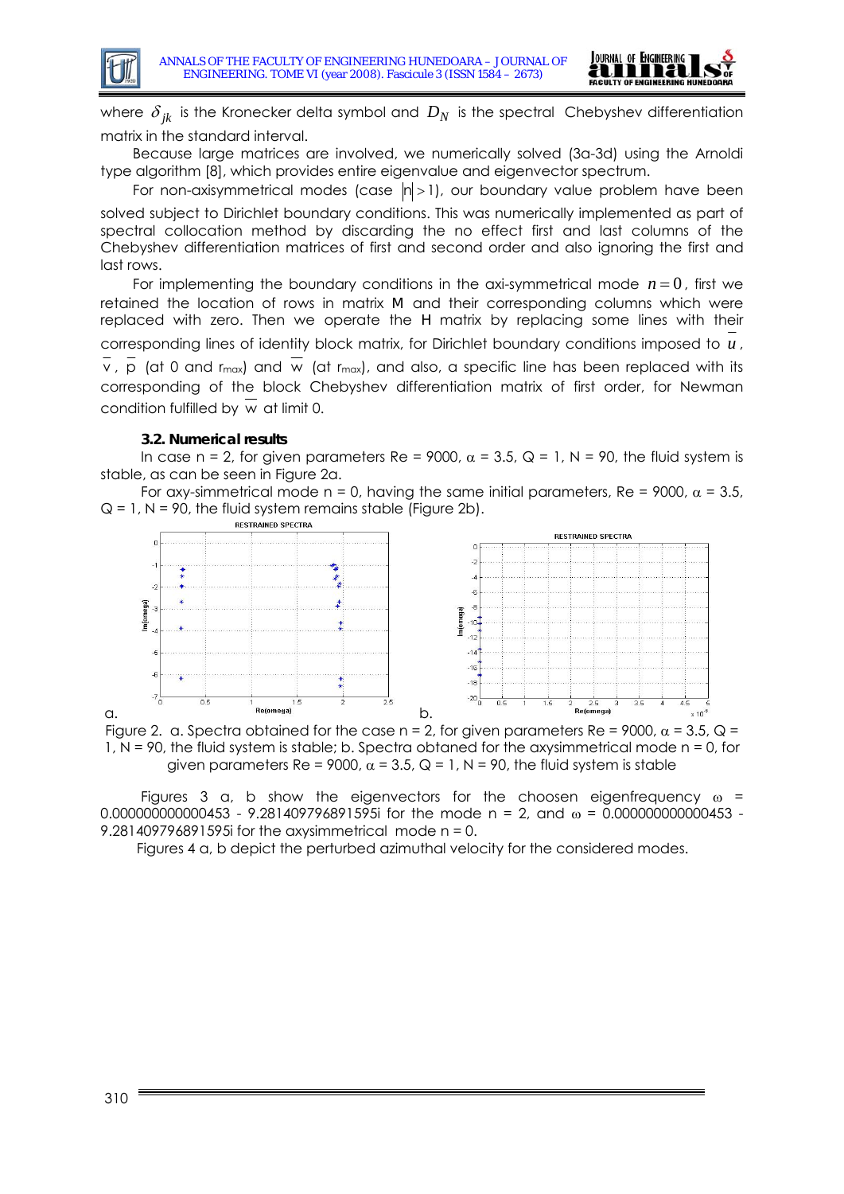where $\delta_{jk}$ is the Kronecker delta symbol and $D_N$ is the spectral Chebyshev differentiation matrix in the standard interval.

Because large matrices are involved, we numerically solved (3a-3d) using the Arnoldi type algorithm [8], which provides entire eigenvalue and eigenvector spectrum.

For non-axisymmetrical modes (case $|n| > 1$), our boundary value problem have been solved subject to Dirichlet boundary conditions. This was numerically implemented as part of spectral collocation method by discarding the no effect first and last columns of the Chebyshev differentiation matrices of first and second order and also ignoring the first and last rows.

For implementing the boundary conditions in the axi-symmetrical mode $n = 0$, first we retained the location of rows in matrix M and their corresponding columns which were replaced with zero. Then we operate the H matrix by replacing some lines with their corresponding lines of identity block matrix, for Dirichlet boundary conditions imposed to $\overline{u}$, $\overline{v}$, $\overline{p}$ (at 0 and $r_{max}$) and $\overline{w}$ (at $r_{max}$), and also, a specific line has been replaced with its corresponding of the block Chebyshev differentiation matrix of first order, for Newman condition fulfilled by $\overline{w}$ at limit 0.

### 3.2. Numerical results

In case n = 2, for given parameters Re = 9000, $\alpha$ = 3.5, Q = 1, N = 90, the fluid system is stable, as can be seen in Figure 2a.

For axy-simmetrical mode n = 0, having the same initial parameters, Re = 9000, $\alpha$ = 3.5, Q = 1, N = 90, the fluid system remains stable (Figure 2b).

Figure 2. a. Spectra obtained for the case n = 2, for given parameters Re = 9000, $\alpha$ = 3.5, Q = 1, N = 90, the fluid system is stable; b. Spectra obtaned for the axysimmetrical mode n = 0, for given parameters Re = 9000, $\alpha$ = 3.5, Q = 1, N = 90, the fluid system is stable

Figures 3 a, b show the eigenvectors for the choosen eigenfrequency $\omega$ = 0.000000000000453 - 9.281409796891595i for the mode n = 2, and $\omega$ = 0.000000000000453 - 9.281409796891595i for the axysimmetrical mode n = 0.

Figures 4 a, b depict the perturbed azimuthal velocity for the considered modes.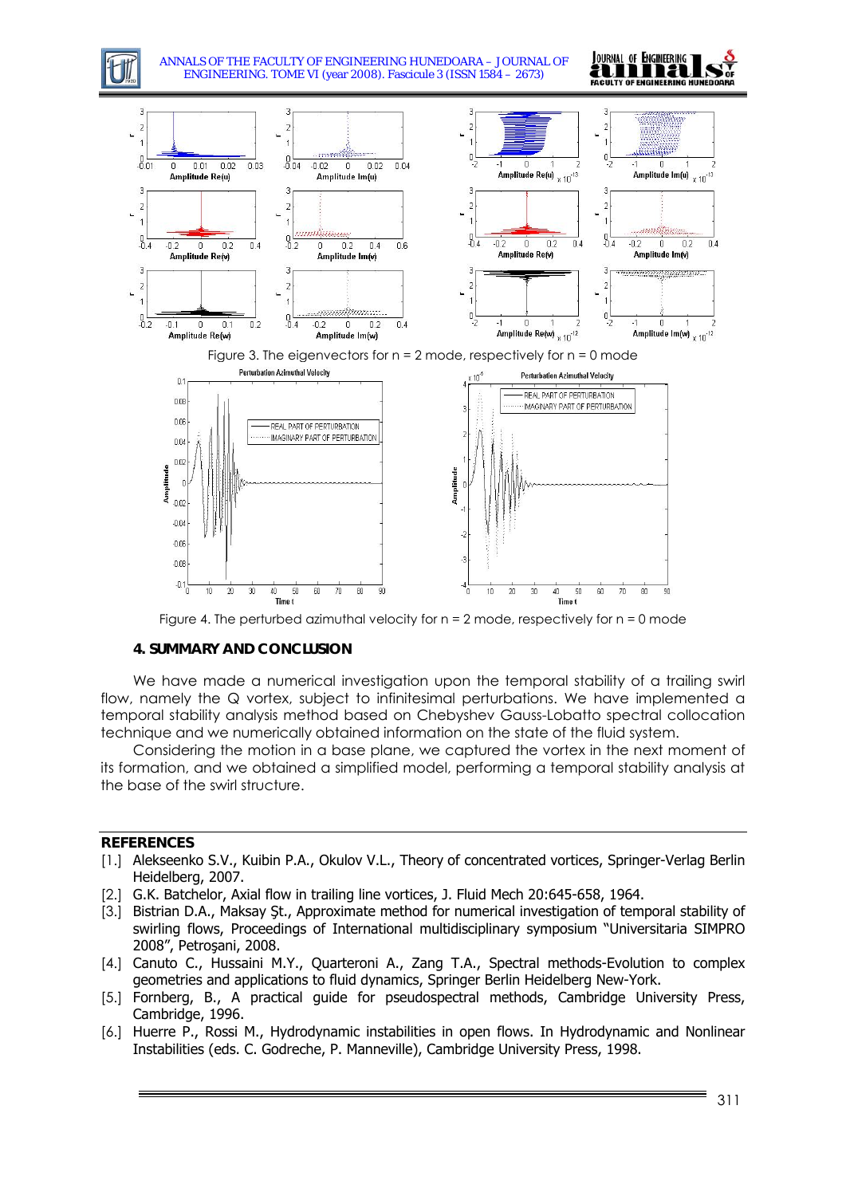Figure 3. The eigenvectors for n = 2 mode, respectively for n = 0 mode

Figure 4. The perturbed azimuthal velocity for n = 2 mode, respectively for n = 0 mode

## 4. SUMMARY AND CONCLUSION

We have made a numerical investigation upon the temporal stability of a trailing swirl flow, namely the Q vortex, subject to infinitesimal perturbations. We have implemented a temporal stability analysis method based on Chebyshev Gauss-Lobatto spectral collocation technique and we numerically obtained information on the state of the fluid system.

Considering the motion in a base plane, we captured the vortex in the next moment of its formation, and we obtained a simplified model, performing a temporal stability analysis at the base of the swirl structure.

## REFERENCES

[1.] Alekseenko S.V., Kuibin P.A., Okulov V.L., Theory of concentrated vortices, Springer-Verlag Berlin Heidelberg, 2007.

[2.] G.K. Batchelor, Axial flow in trailing line vortices, J. Fluid Mech 20:645-658, 1964.

[3.] Bistrian D.A., Maksay Şt., Approximate method for numerical investigation of temporal stability of swirling flows, Proceedings of International multidisciplinary symposium "Universitaria SIMPRO 2008", Petroşani, 2008.

[4.] Canuto C., Hussaini M.Y., Quarteroni A., Zang T.A., Spectral methods-Evolution to complex geometries and applications to fluid dynamics, Springer Berlin Heidelberg New-York.

[5.] Fornberg, B., A practical guide for pseudospectral methods, Cambridge University Press, Cambridge, 1996.

[6.] Huerre P., Rossi M., Hydrodynamic instabilities in open flows. In Hydrodynamic and Nonlinear Instabilities (eds. C. Godreche, P. Manneville), Cambridge University Press, 1998.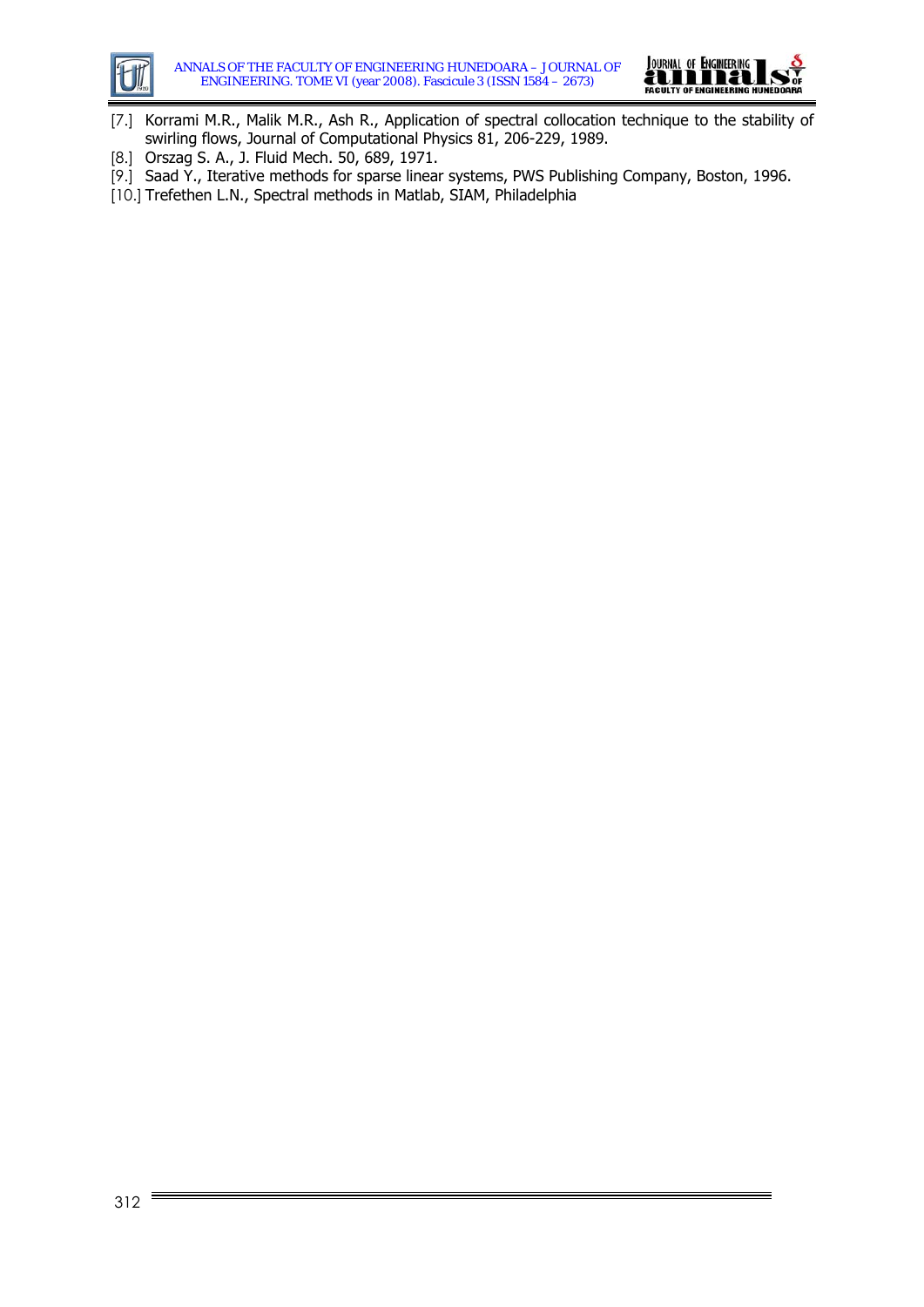[7.] Korrami M.R., Malik M.R., Ash R., Application of spectral collocation technique to the stability of swirling flows, Journal of Computational Physics 81, 206-229, 1989.

[8.] Orszag S. A., J. Fluid Mech. 50, 689, 1971.

[9.] Saad Y., Iterative methods for sparse linear systems, PWS Publishing Company, Boston, 1996.

[10.] Trefethen L.N., Spectral methods in Matlab, SIAM, Philadelphia